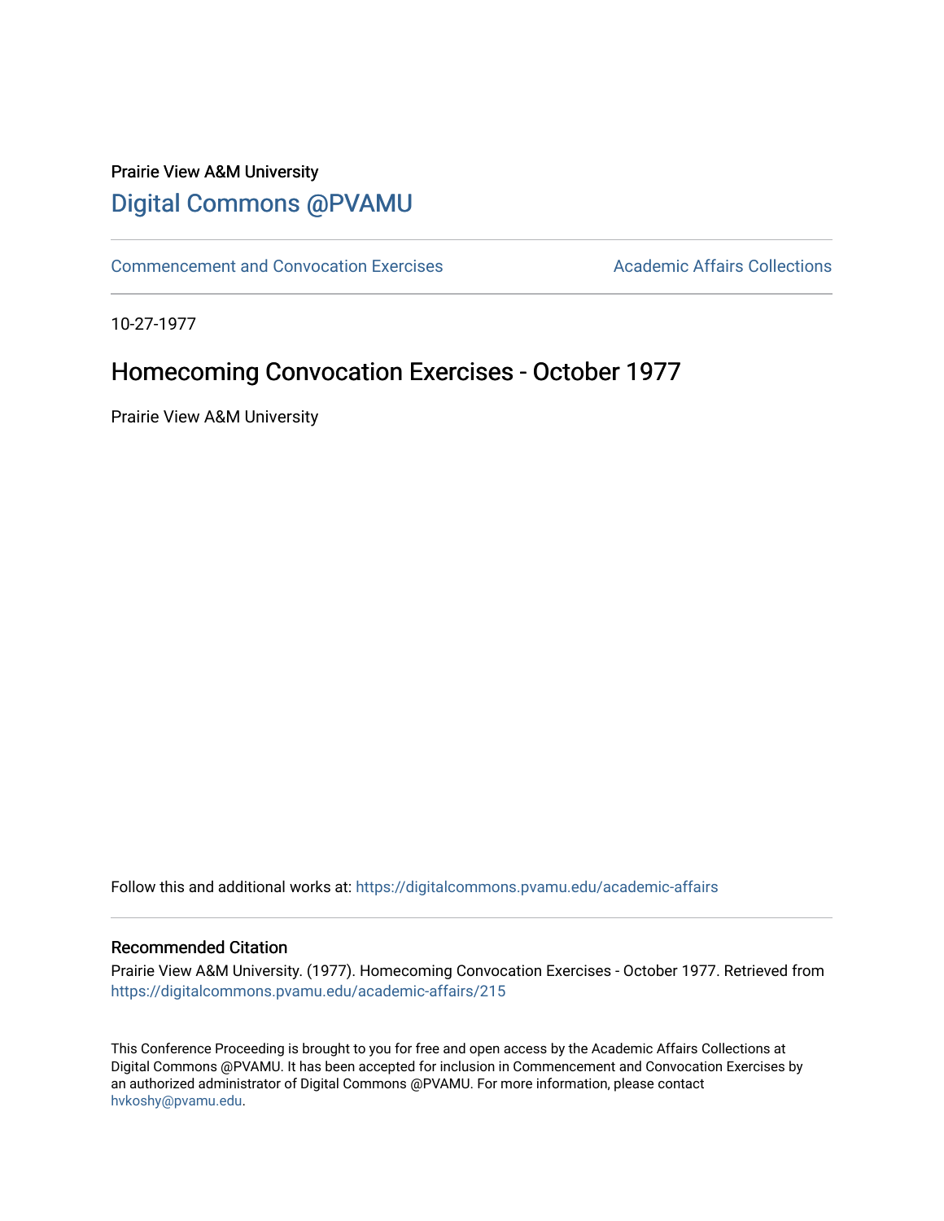Prairie View A&M University

## Digital Commons @PVAMU

Commencement and Convocation Exercises | Academic Affairs Collections

10-27-1977

# Homecoming Convocation Exercises - October 1977

Prairie View A&M University

Follow this and additional works at: https://digitalcommons.pvamu.edu/academic-affairs

### Recommended Citation

Prairie View A&M University. (1977). Homecoming Convocation Exercises - October 1977. Retrieved from https://digitalcommons.pvamu.edu/academic-affairs/215

This Conference Proceeding is brought to you for free and open access by the Academic Affairs Collections at Digital Commons @PVAMU. It has been accepted for inclusion in Commencement and Convocation Exercises by an authorized administrator of Digital Commons @PVAMU. For more information, please contact hvkoshy@pvamu.edu.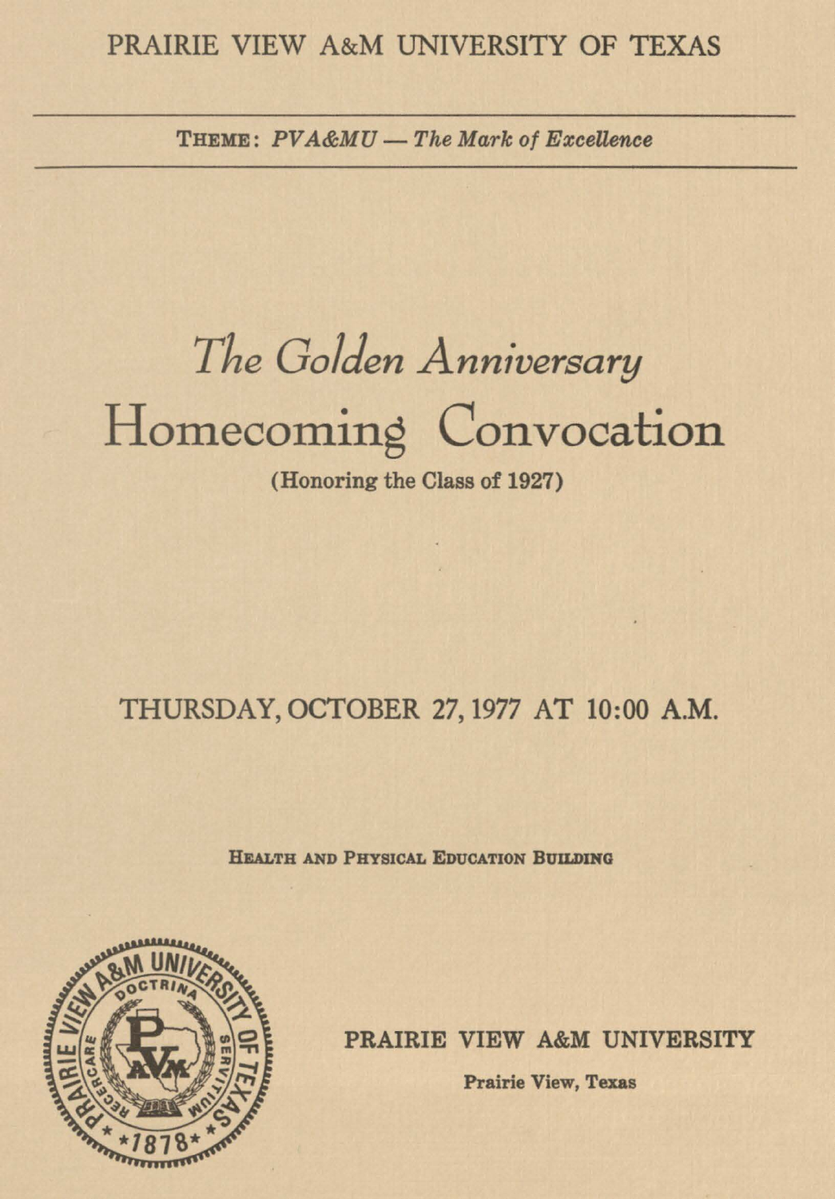PRAIRIE VIEW A&M UNIVERSITY OF TEXAS

THEME: *PVA&MU — The Mark of Excellence*

# *The Golden Anniversary*
# Homecoming Convocation

**(Honoring the Class of 1927)**

## THURSDAY, OCTOBER 27, 1977 AT 10:00 A.M.

**HEALTH AND PHYSICAL EDUCATION BUILDING**

PRAIRIE VIEW A&M UNIVERSITY OF TEXAS · DOCTRINA · RECERCARE · SERVITIUM · PVAM · 1878

**PRAIRIE VIEW A&M UNIVERSITY**

**Prairie View, Texas**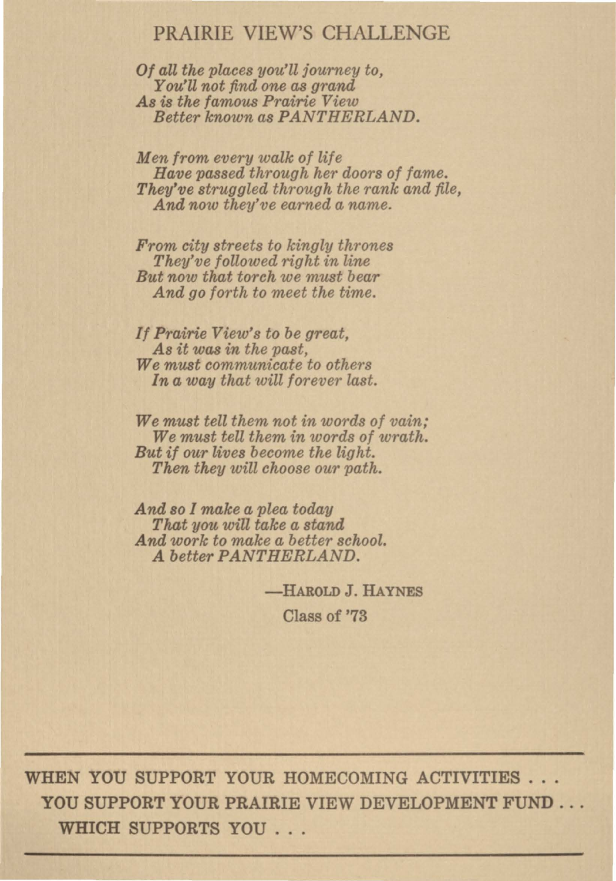# PRAIRIE VIEW'S CHALLENGE

*Of all the places you'll journey to,*
*You'll not find one as grand*
*As is the famous Prairie View*
*Better known as PANTHERLAND.*

*Men from every walk of life*
*Have passed through her doors of fame.*
*They've struggled through the rank and file,*
*And now they've earned a name.*

*From city streets to kingly thrones*
*They've followed right in line*
*But now that torch we must bear*
*And go forth to meet the time.*

*If Prairie View's to be great,*
*As it was in the past,*
*We must communicate to others*
*In a way that will forever last.*

*We must tell them not in words of vain;*
*We must tell them in words of wrath.*
*But if our lives become the light.*
*Then they will choose our path.*

*And so I make a plea today*
*That you will take a stand*
*And work to make a better school.*
*A better PANTHERLAND.*

—HAROLD J. HAYNES
Class of '73

---

**WHEN YOU SUPPORT YOUR HOMECOMING ACTIVITIES . . .**
**YOU SUPPORT YOUR PRAIRIE VIEW DEVELOPMENT FUND . . .**
**WHICH SUPPORTS YOU . . .**

---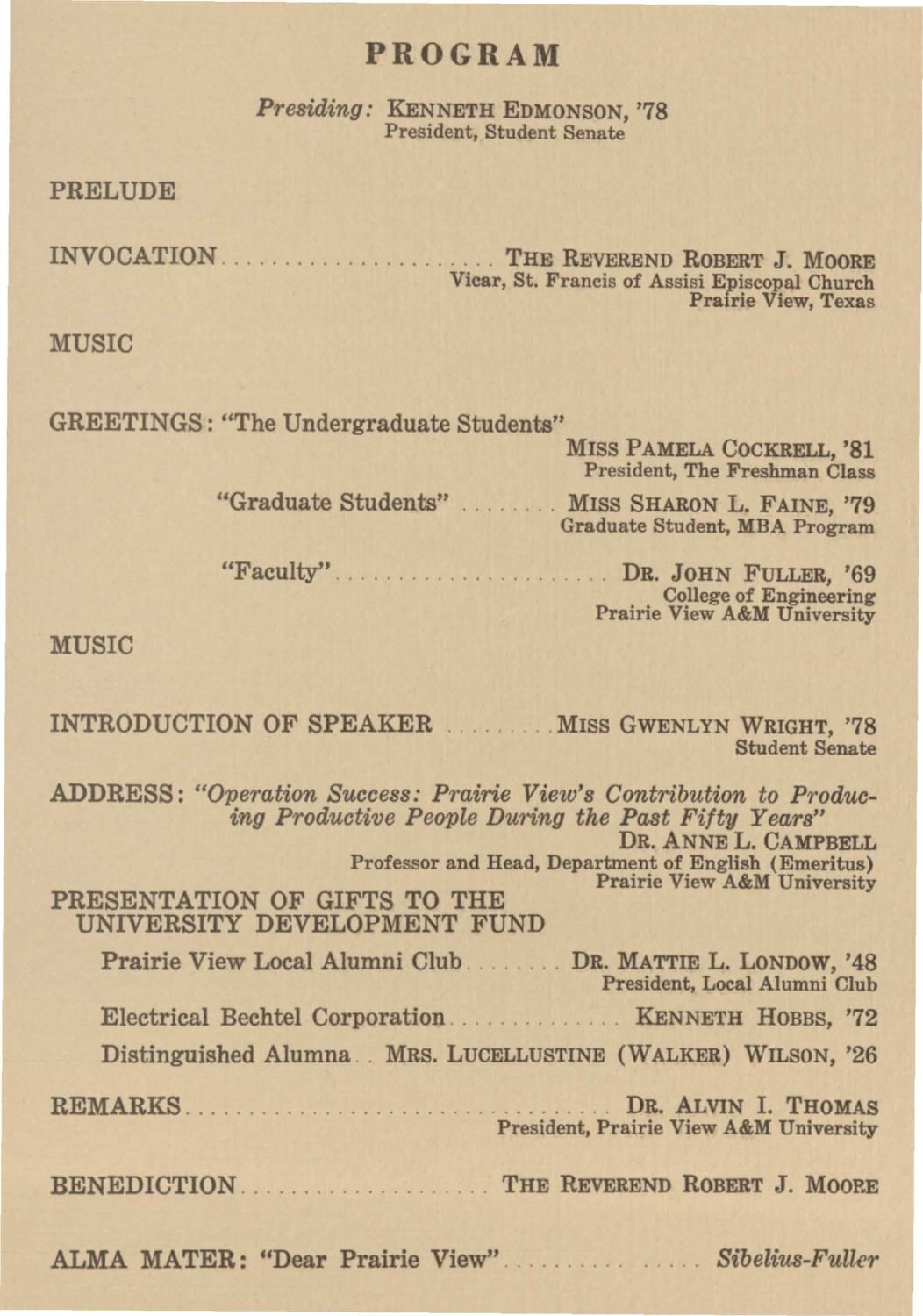# PROGRAM

*Presiding:* KENNETH EDMONSON, '78
President, Student Senate

PRELUDE

INVOCATION .................... THE REVEREND ROBERT J. MOORE
Vicar, St. Francis of Assisi Episcopal Church
Prairie View, Texas

MUSIC

GREETINGS: "The Undergraduate Students"
MISS PAMELA COCKRELL, '81
President, The Freshman Class

"Graduate Students" ........ MISS SHARON L. FAINE, '79
Graduate Student, MBA Program

"Faculty" .................... DR. JOHN FULLER, '69
College of Engineering
Prairie View A&M University

MUSIC

INTRODUCTION OF SPEAKER ......... MISS GWENLYN WRIGHT, '78
Student Senate

ADDRESS: *"Operation Success: Prairie View's Contribution to Producing Productive People During the Past Fifty Years"*
DR. ANNE L. CAMPBELL
Professor and Head, Department of English (Emeritus)
Prairie View A&M University

PRESENTATION OF GIFTS TO THE UNIVERSITY DEVELOPMENT FUND

Prairie View Local Alumni Club ........ DR. MATTIE L. LONDOW, '48
President, Local Alumni Club

Electrical Bechtel Corporation .............. KENNETH HOBBS, '72

Distinguished Alumna .. MRS. LUCELLUSTINE (WALKER) WILSON, '26

REMARKS ................................ DR. ALVIN I. THOMAS
President, Prairie View A&M University

BENEDICTION .................... THE REVEREND ROBERT J. MOORE

ALMA MATER: "Dear Prairie View" ................ *Sibelius-Fuller*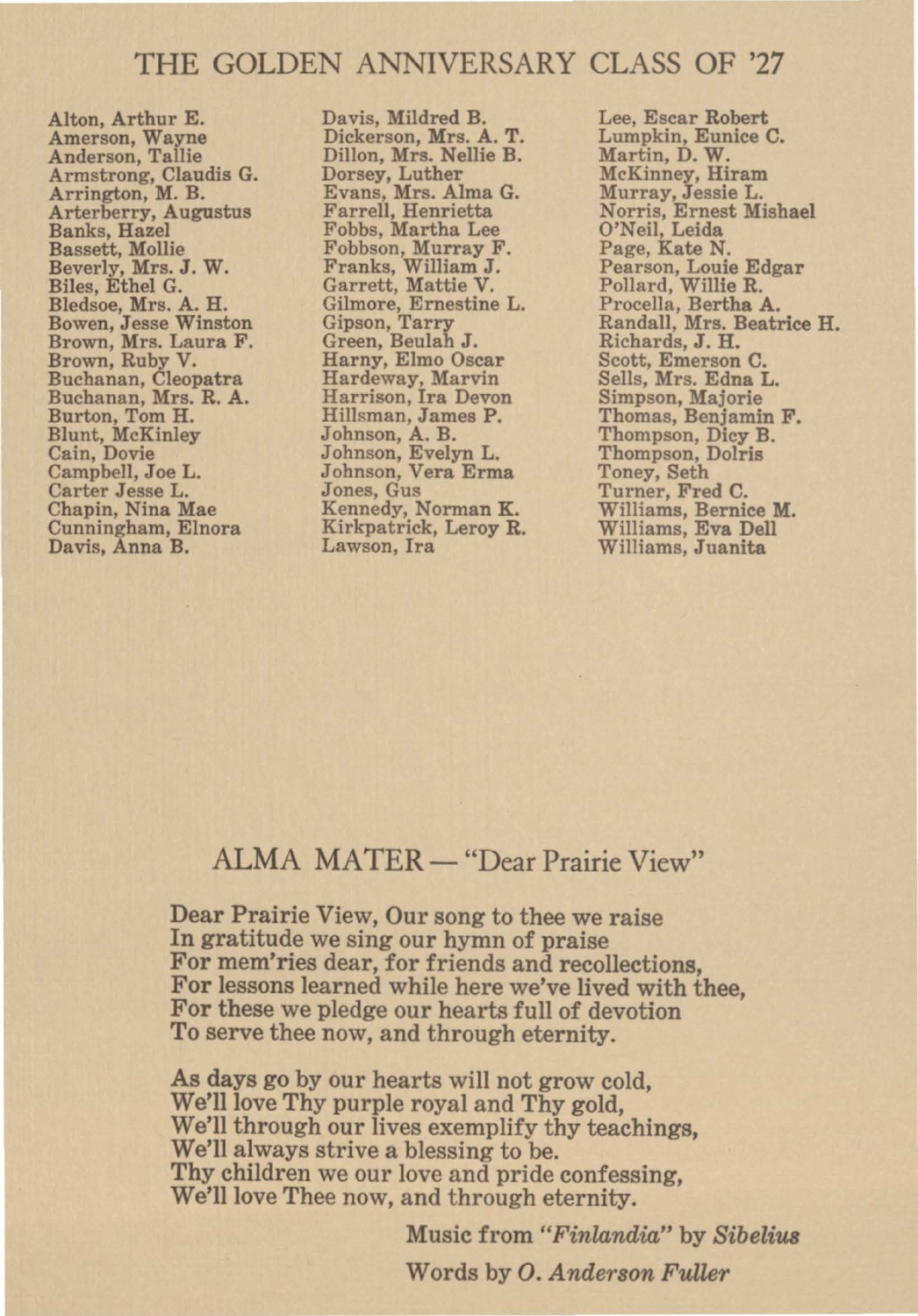## THE GOLDEN ANNIVERSARY CLASS OF '27

Alton, Arthur E.
Amerson, Wayne
Anderson, Tallie
Armstrong, Claudis G.
Arrington, M. B.
Arterberry, Augustus
Banks, Hazel
Bassett, Mollie
Beverly, Mrs. J. W.
Biles, Ethel G.
Bledsoe, Mrs. A. H.
Bowen, Jesse Winston
Brown, Mrs. Laura F.
Brown, Ruby V.
Buchanan, Cleopatra
Buchanan, Mrs. R. A.
Burton, Tom H.
Blunt, McKinley
Cain, Dovie
Campbell, Joe L.
Carter Jesse L.
Chapin, Nina Mae
Cunningham, Elnora
Davis, Anna B.
Davis, Mildred B.
Dickerson, Mrs. A. T.
Dillon, Mrs. Nellie B.
Dorsey, Luther
Evans, Mrs. Alma G.
Farrell, Henrietta
Fobbs, Martha Lee
Fobbson, Murray F.
Franks, William J.
Garrett, Mattie V.
Gilmore, Ernestine L.
Gipson, Tarry
Green, Beulah J.
Harny, Elmo Oscar
Hardeway, Marvin
Harrison, Ira Devon
Hillsman, James P.
Johnson, A. B.
Johnson, Evelyn L.
Johnson, Vera Erma
Jones, Gus
Kennedy, Norman K.
Kirkpatrick, Leroy R.
Lawson, Ira
Lee, Escar Robert
Lumpkin, Eunice C.
Martin, D. W.
McKinney, Hiram
Murray, Jessie L.
Norris, Ernest Mishael
O'Neil, Leida
Page, Kate N.
Pearson, Louie Edgar
Pollard, Willie R.
Procella, Bertha A.
Randall, Mrs. Beatrice H.
Richards, J. H.
Scott, Emerson C.
Sells, Mrs. Edna L.
Simpson, Majorie
Thomas, Benjamin F.
Thompson, Dicy B.
Thompson, Dolris
Toney, Seth
Turner, Fred C.
Williams, Bernice M.
Williams, Eva Dell
Williams, Juanita

## ALMA MATER — "Dear Prairie View"

Dear Prairie View, Our song to thee we raise
In gratitude we sing our hymn of praise
For mem'ries dear, for friends and recollections,
For lessons learned while here we've lived with thee,
For these we pledge our hearts full of devotion
To serve thee now, and through eternity.

As days go by our hearts will not grow cold,
We'll love Thy purple royal and Thy gold,
We'll through our lives exemplify thy teachings,
We'll always strive a blessing to be.
Thy children we our love and pride confessing,
We'll love Thee now, and through eternity.

Music from *"Finlandia"* by *Sibelius*

Words by *O. Anderson Fuller*